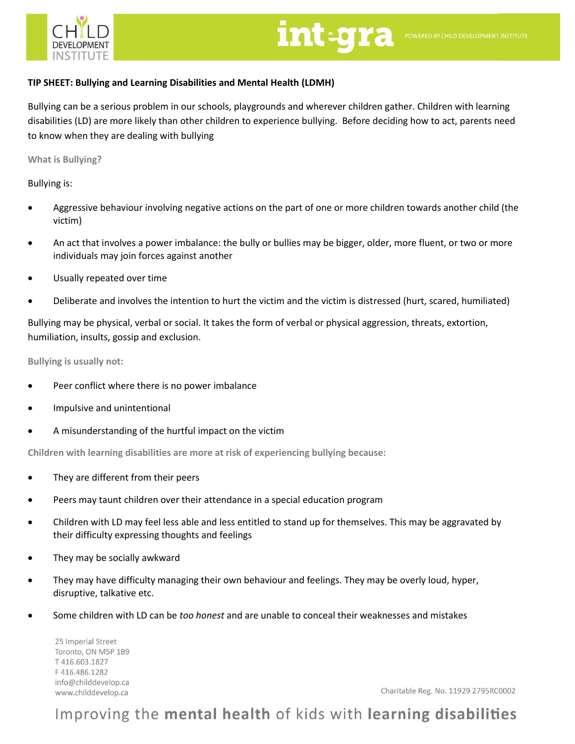**TIP SHEET: Bullying and Learning Disabilities and Mental Health (LDMH)**

Bullying can be a serious problem in our schools, playgrounds and wherever children gather. Children with learning disabilities (LD) are more likely than other children to experience bullying. Before deciding how to act, parents need to know when they are dealing with bullying

**What is Bullying?**

Bullying is:

- Aggressive behaviour involving negative actions on the part of one or more children towards another child (the victim)
- An act that involves a power imbalance: the bully or bullies may be bigger, older, more fluent, or two or more individuals may join forces against another
- Usually repeated over time
- Deliberate and involves the intention to hurt the victim and the victim is distressed (hurt, scared, humiliated)

Bullying may be physical, verbal or social. It takes the form of verbal or physical aggression, threats, extortion, humiliation, insults, gossip and exclusion.

**Bullying is usually not:**

- Peer conflict where there is no power imbalance
- Impulsive and unintentional
- A misunderstanding of the hurtful impact on the victim

**Children with learning disabilities are more at risk of experiencing bullying because:**

- They are different from their peers
- Peers may taunt children over their attendance in a special education program
- Children with LD may feel less able and less entitled to stand up for themselves. This may be aggravated by their difficulty expressing thoughts and feelings
- They may be socially awkward
- They may have difficulty managing their own behaviour and feelings. They may be overly loud, hyper, disruptive, talkative etc.
- Some children with LD can be *too honest* and are unable to conceal their weaknesses and mistakes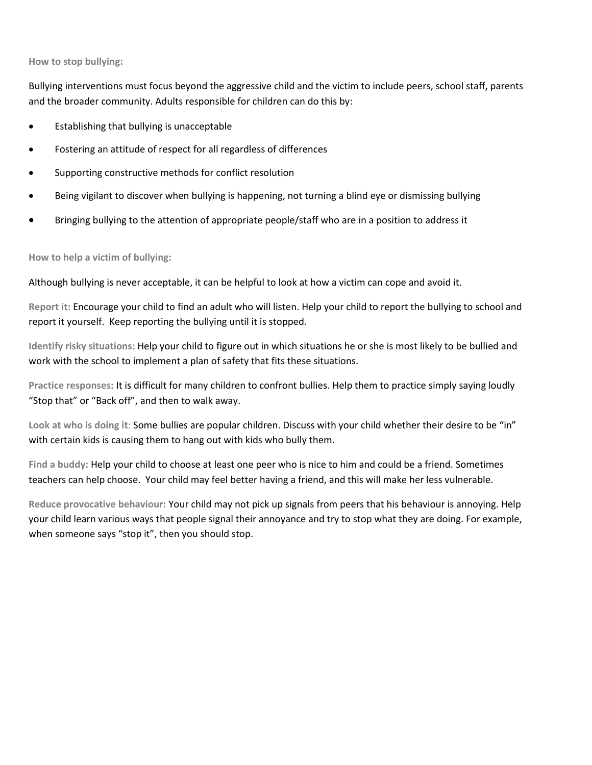**How to stop bullying:**

Bullying interventions must focus beyond the aggressive child and the victim to include peers, school staff, parents and the broader community. Adults responsible for children can do this by:

- Establishing that bullying is unacceptable
- Fostering an attitude of respect for all regardless of differences
- Supporting constructive methods for conflict resolution
- Being vigilant to discover when bullying is happening, not turning a blind eye or dismissing bullying
- Bringing bullying to the attention of appropriate people/staff who are in a position to address it

**How to help a victim of bullying:**

Although bullying is never acceptable, it can be helpful to look at how a victim can cope and avoid it.

**Report it:** Encourage your child to find an adult who will listen. Help your child to report the bullying to school and report it yourself. Keep reporting the bullying until it is stopped.

**Identify risky situations:** Help your child to figure out in which situations he or she is most likely to be bullied and work with the school to implement a plan of safety that fits these situations.

**Practice responses:** It is difficult for many children to confront bullies. Help them to practice simply saying loudly "Stop that" or "Back off", and then to walk away.

**Look at who is doing it:** Some bullies are popular children. Discuss with your child whether their desire to be "in" with certain kids is causing them to hang out with kids who bully them.

**Find a buddy:** Help your child to choose at least one peer who is nice to him and could be a friend. Sometimes teachers can help choose. Your child may feel better having a friend, and this will make her less vulnerable.

**Reduce provocative behaviour:** Your child may not pick up signals from peers that his behaviour is annoying. Help your child learn various ways that people signal their annoyance and try to stop what they are doing. For example, when someone says "stop it", then you should stop.